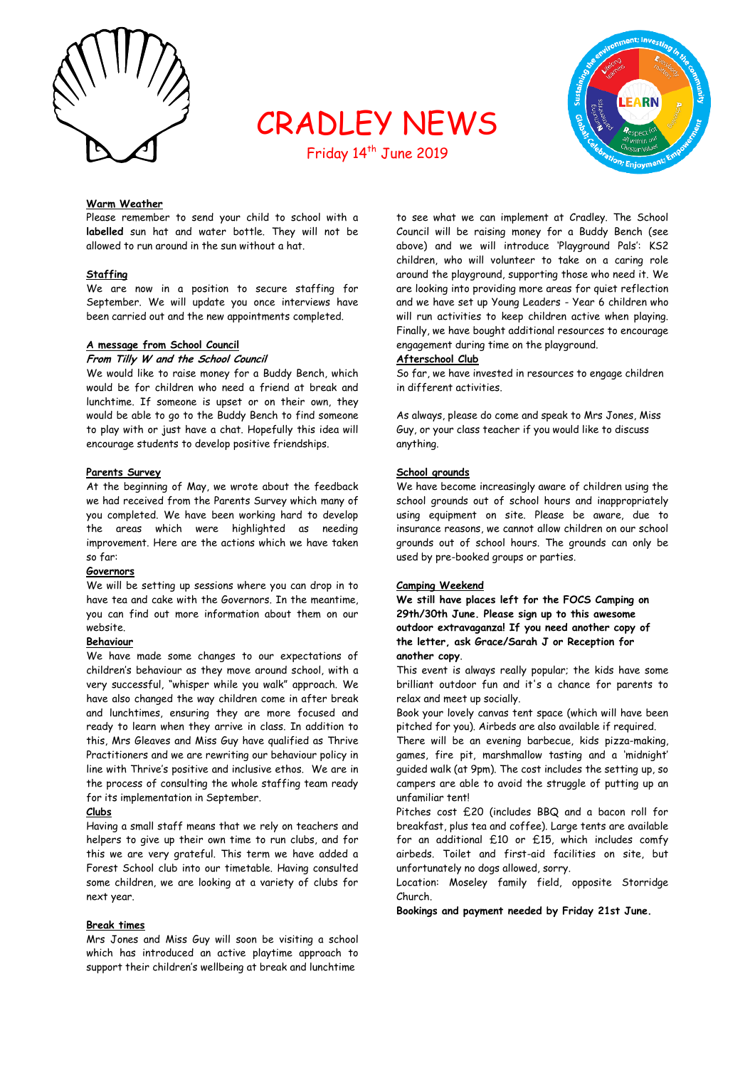# CRADLEY NEWS

Friday 14th June 2019

## Warm Weather

Please remember to send your child to school with a **labelled** sun hat and water bottle. They will not be allowed to run around in the sun without a hat.

## Staffing

We are now in a position to secure staffing for September. We will update you once interviews have been carried out and the new appointments completed.

## A message from School Council

***From Tilly W and the School Council***

We would like to raise money for a Buddy Bench, which would be for children who need a friend at break and lunchtime. If someone is upset or on their own, they would be able to go to the Buddy Bench to find someone to play with or just have a chat. Hopefully this idea will encourage students to develop positive friendships.

## Parents Survey

At the beginning of May, we wrote about the feedback we had received from the Parents Survey which many of you completed. We have been working hard to develop the areas which were highlighted as needing improvement. Here are the actions which we have taken so far:

### *Governors*

We will be setting up sessions where you can drop in to have tea and cake with the Governors. In the meantime, you can find out more information about them on our website.

### *Behaviour*

We have made some changes to our expectations of children's behaviour as they move around school, with a very successful, "whisper while you walk" approach. We have also changed the way children come in after break and lunchtimes, ensuring they are more focused and ready to learn when they arrive in class. In addition to this, Mrs Gleaves and Miss Guy have qualified as Thrive Practitioners and we are rewriting our behaviour policy in line with Thrive's positive and inclusive ethos. We are in the process of consulting the whole staffing team ready for its implementation in September.

### *Clubs*

Having a small staff means that we rely on teachers and helpers to give up their own time to run clubs, and for this we are very grateful. This term we have added a Forest School club into our timetable. Having consulted some children, we are looking at a variety of clubs for next year.

### *Break times*

Mrs Jones and Miss Guy will soon be visiting a school which has introduced an active playtime approach to support their children's wellbeing at break and lunchtime to see what we can implement at Cradley. The School Council will be raising money for a Buddy Bench (see above) and we will introduce 'Playground Pals': KS2 children, who will volunteer to take on a caring role around the playground, supporting those who need it. We are looking into providing more areas for quiet reflection and we have set up Young Leaders - Year 6 children who will run activities to keep children active when playing. Finally, we have bought additional resources to encourage engagement during time on the playground.

### *Afterschool Club*

So far, we have invested in resources to engage children in different activities.

As always, please do come and speak to Mrs Jones, Miss Guy, or your class teacher if you would like to discuss anything.

## School grounds

We have become increasingly aware of children using the school grounds out of school hours and inappropriately using equipment on site. Please be aware, due to insurance reasons, we cannot allow children on our school grounds out of school hours. The grounds can only be used by pre-booked groups or parties.

## *Camping Weekend*

**We still have places left for the FOCS Camping on 29th/30th June. Please sign up to this awesome outdoor extravaganza! If you need another copy of the letter, ask Grace/Sarah J or Reception for another copy.**

This event is always really popular; the kids have some brilliant outdoor fun and it's a chance for parents to relax and meet up socially.

Book your lovely canvas tent space (which will have been pitched for you). Airbeds are also available if required.

There will be an evening barbecue, kids pizza-making, games, fire pit, marshmallow tasting and a 'midnight' guided walk (at 9pm). The cost includes the setting up, so campers are able to avoid the struggle of putting up an unfamiliar tent!

Pitches cost £20 (includes BBQ and a bacon roll for breakfast, plus tea and coffee). Large tents are available for an additional £10 or £15, which includes comfy airbeds. Toilet and first-aid facilities on site, but unfortunately no dogs allowed, sorry.

Location: Moseley family field, opposite Storridge Church.

**Bookings and payment needed by Friday 21st June.**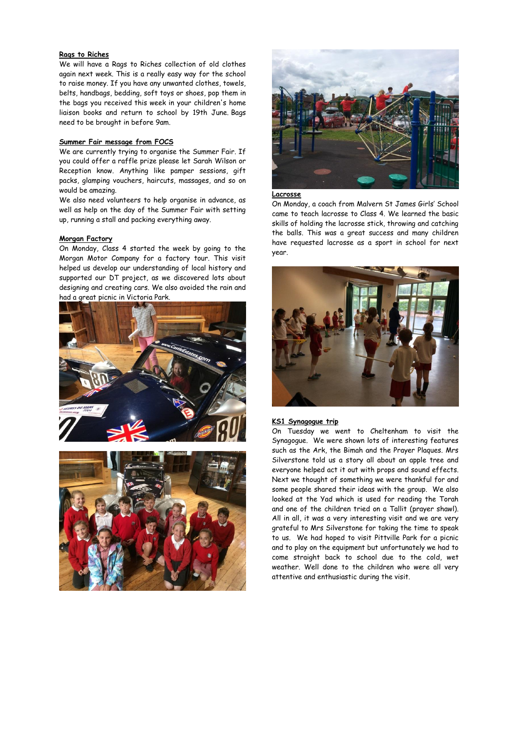## Rags to Riches

We will have a Rags to Riches collection of old clothes again next week. This is a really easy way for the school to raise money. If you have any unwanted clothes, towels, belts, handbags, bedding, soft toys or shoes, pop them in the bags you received this week in your children's home liaison books and return to school by 19th June. Bags need to be brought in before 9am.

## Summer Fair message from FOCS

We are currently trying to organise the Summer Fair. If you could offer a raffle prize please let Sarah Wilson or Reception know. Anything like pamper sessions, gift packs, glamping vouchers, haircuts, massages, and so on would be amazing.

We also need volunteers to help organise in advance, as well as help on the day of the Summer Fair with setting up, running a stall and packing everything away.

## Morgan Factory

On Monday, Class 4 started the week by going to the Morgan Motor Company for a factory tour. This visit helped us develop our understanding of local history and supported our DT project, as we discovered lots about designing and creating cars. We also avoided the rain and had a great picnic in Victoria Park.

## Lacrosse

On Monday, a coach from Malvern St James Girls' School came to teach lacrosse to Class 4. We learned the basic skills of holding the lacrosse stick, throwing and catching the balls. This was a great success and many children have requested lacrosse as a sport in school for next year.

## KS1 Synagogue trip

On Tuesday we went to Cheltenham to visit the Synagogue. We were shown lots of interesting features such as the Ark, the Bimah and the Prayer Plaques. Mrs Silverstone told us a story all about an apple tree and everyone helped act it out with props and sound effects. Next we thought of something we were thankful for and some people shared their ideas with the group. We also looked at the Yad which is used for reading the Torah and one of the children tried on a Tallit (prayer shawl). All in all, it was a very interesting visit and we are very grateful to Mrs Silverstone for taking the time to speak to us. We had hoped to visit Pittville Park for a picnic and to play on the equipment but unfortunately we had to come straight back to school due to the cold, wet weather. Well done to the children who were all very attentive and enthusiastic during the visit.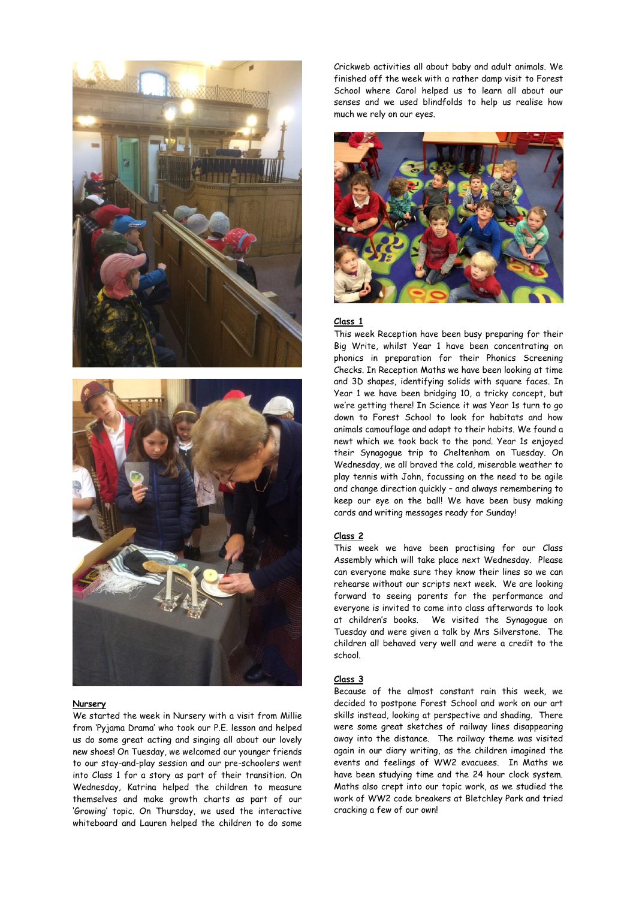**Nursery**

We started the week in Nursery with a visit from Millie from 'Pyjama Drama' who took our P.E. lesson and helped us do some great acting and singing all about our lovely new shoes! On Tuesday, we welcomed our younger friends to our stay-and-play session and our pre-schoolers went into Class 1 for a story as part of their transition. On Wednesday, Katrina helped the children to measure themselves and make growth charts as part of our 'Growing' topic. On Thursday, we used the interactive whiteboard and Lauren helped the children to do some Crickweb activities all about baby and adult animals. We finished off the week with a rather damp visit to Forest School where Carol helped us to learn all about our senses and we used blindfolds to help us realise how much we rely on our eyes.

**Class 1**

This week Reception have been busy preparing for their Big Write, whilst Year 1 have been concentrating on phonics in preparation for their Phonics Screening Checks. In Reception Maths we have been looking at time and 3D shapes, identifying solids with square faces. In Year 1 we have been bridging 10, a tricky concept, but we're getting there! In Science it was Year 1s turn to go down to Forest School to look for habitats and how animals camouflage and adapt to their habits. We found a newt which we took back to the pond. Year 1s enjoyed their Synagogue trip to Cheltenham on Tuesday. On Wednesday, we all braved the cold, miserable weather to play tennis with John, focussing on the need to be agile and change direction quickly – and always remembering to keep our eye on the ball! We have been busy making cards and writing messages ready for Sunday!

**Class 2**

This week we have been practising for our Class Assembly which will take place next Wednesday. Please can everyone make sure they know their lines so we can rehearse without our scripts next week. We are looking forward to seeing parents for the performance and everyone is invited to come into class afterwards to look at children's books. We visited the Synagogue on Tuesday and were given a talk by Mrs Silverstone. The children all behaved very well and were a credit to the school.

**Class 3**

Because of the almost constant rain this week, we decided to postpone Forest School and work on our art skills instead, looking at perspective and shading. There were some great sketches of railway lines disappearing away into the distance. The railway theme was visited again in our diary writing, as the children imagined the events and feelings of WW2 evacuees. In Maths we have been studying time and the 24 hour clock system. Maths also crept into our topic work, as we studied the work of WW2 code breakers at Bletchley Park and tried cracking a few of our own!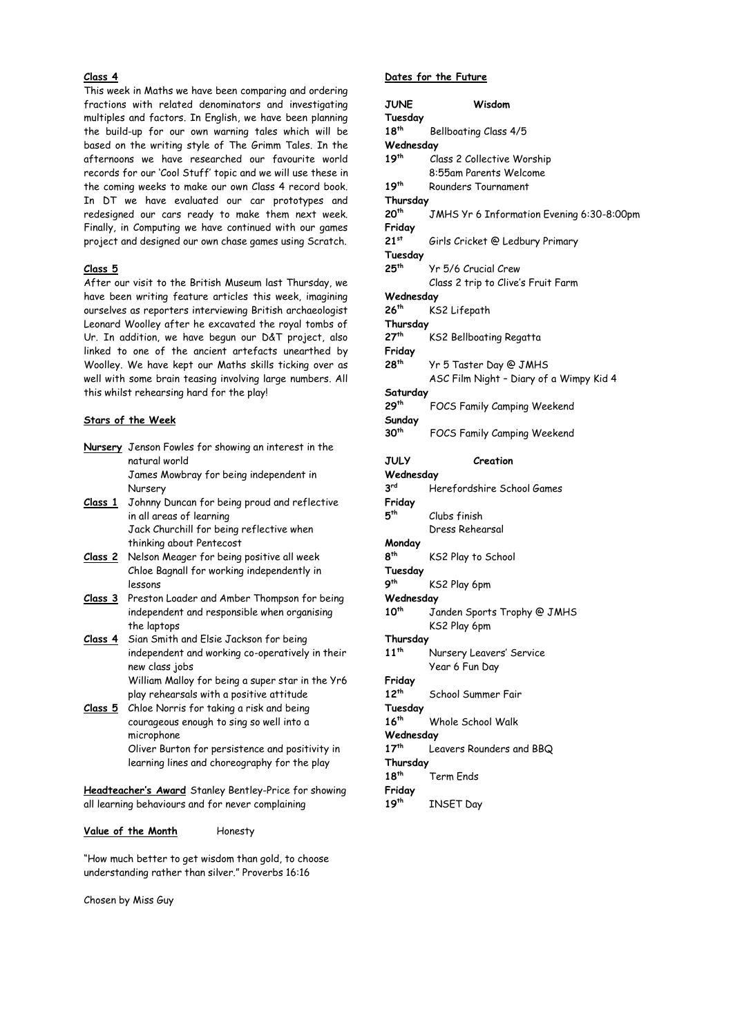### Class 4

This week in Maths we have been comparing and ordering fractions with related denominators and investigating multiples and factors. In English, we have been planning the build-up for our own warning tales which will be based on the writing style of The Grimm Tales. In the afternoons we have researched our favourite world records for our 'Cool Stuff' topic and we will use these in the coming weeks to make our own Class 4 record book. In DT we have evaluated our car prototypes and redesigned our cars ready to make them next week. Finally, in Computing we have continued with our games project and designed our own chase games using Scratch.

### Class 5

After our visit to the British Museum last Thursday, we have been writing feature articles this week, imagining ourselves as reporters interviewing British archaeologist Leonard Woolley after he excavated the royal tombs of Ur. In addition, we have begun our D&T project, also linked to one of the ancient artefacts unearthed by Woolley. We have kept our Maths skills ticking over as well with some brain teasing involving large numbers. All this whilst rehearsing hard for the play!

### Stars of the Week

**Nursery** Jenson Fowles for showing an interest in the natural world
James Mowbray for being independent in Nursery

**Class 1** Johnny Duncan for being proud and reflective in all areas of learning
Jack Churchill for being reflective when thinking about Pentecost

**Class 2** Nelson Meager for being positive all week
Chloe Bagnall for working independently in lessons

**Class 3** Preston Loader and Amber Thompson for being independent and responsible when organising the laptops

**Class 4** Sian Smith and Elsie Jackson for being independent and working co-operatively in their new class jobs
William Malloy for being a super star in the Yr6 play rehearsals with a positive attitude

**Class 5** Chloe Norris for taking a risk and being courageous enough to sing so well into a microphone
Oliver Burton for persistence and positivity in learning lines and choreography for the play

**Headteacher's Award** Stanley Bentley-Price for showing all learning behaviours and for never complaining

**Value of the Month** Honesty

"How much better to get wisdom than gold, to choose understanding rather than silver." Proverbs 16:16

Chosen by Miss Guy

### Dates for the Future

**JUNE** **Wisdom**

**Tuesday**
18th Bellboating Class 4/5

**Wednesday**
19th Class 2 Collective Worship
8:55am Parents Welcome
19th Rounders Tournament

**Thursday**
20th JMHS Yr 6 Information Evening 6:30-8:00pm

**Friday**
21st Girls Cricket @ Ledbury Primary

**Tuesday**
25th Yr 5/6 Crucial Crew
Class 2 trip to Clive's Fruit Farm

**Wednesday**
26th KS2 Lifepath

**Thursday**
27th KS2 Bellboating Regatta

**Friday**
28th Yr 5 Taster Day @ JMHS
ASC Film Night – Diary of a Wimpy Kid 4

**Saturday**
29th FOCS Family Camping Weekend

**Sunday**
30th FOCS Family Camping Weekend

**JULY** **Creation**

**Wednesday**
3rd Herefordshire School Games

**Friday**
5th Clubs finish
Dress Rehearsal

**Monday**
8th KS2 Play to School

**Tuesday**
9th KS2 Play 6pm

**Wednesday**
10th Janden Sports Trophy @ JMHS
KS2 Play 6pm

**Thursday**
11th Nursery Leavers' Service
Year 6 Fun Day

**Friday**
12th School Summer Fair

**Tuesday**
16th Whole School Walk

**Wednesday**
17th Leavers Rounders and BBQ

**Thursday**
18th Term Ends

**Friday**
19th INSET Day